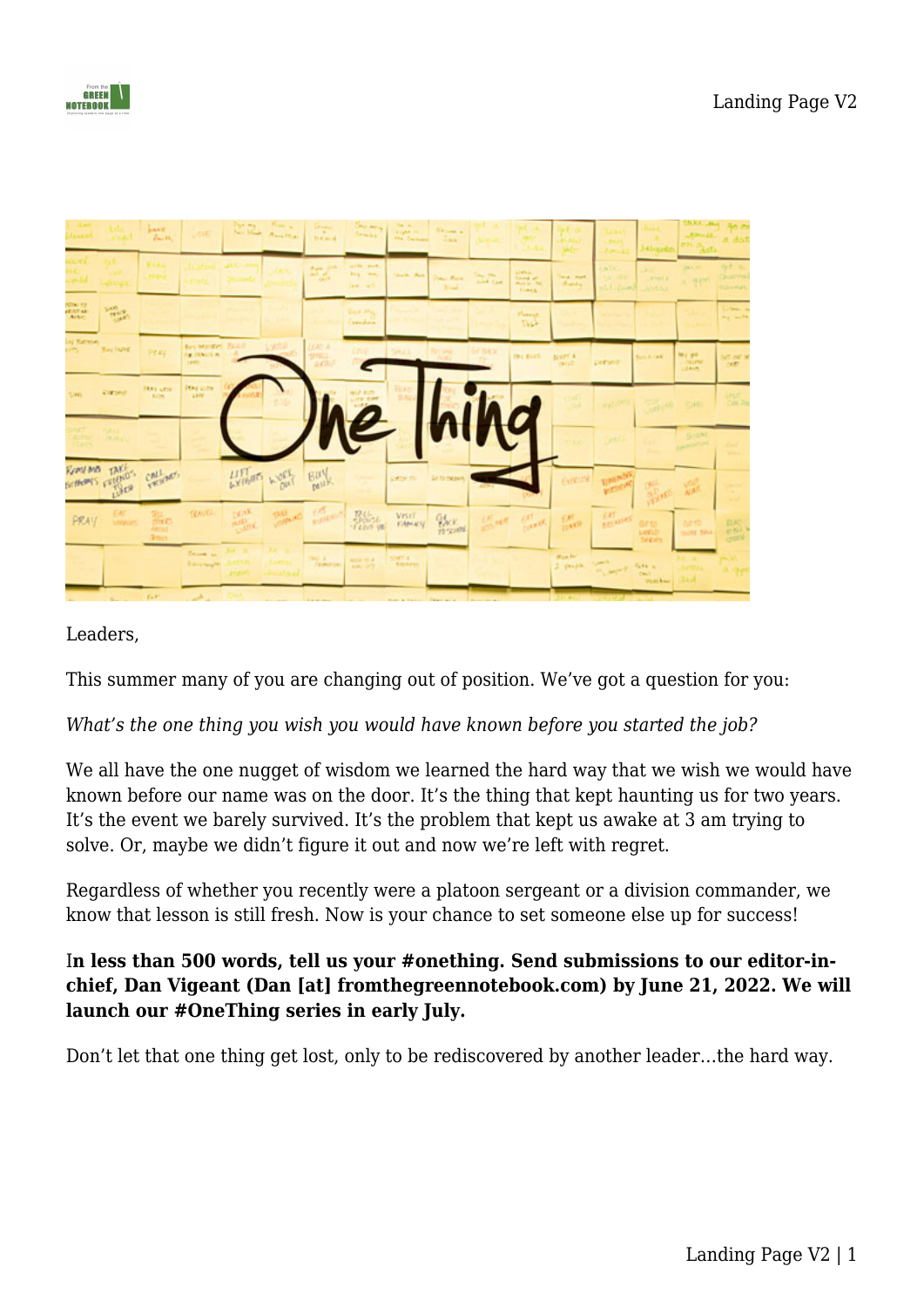Leaders,

This summer many of you are changing out of position. We've got a question for you:

*What's the one thing you wish you would have known before you started the job?*

We all have the one nugget of wisdom we learned the hard way that we wish we would have known before our name was on the door. It's the thing that kept haunting us for two years. It's the event we barely survived. It's the problem that kept us awake at 3 am trying to solve. Or, maybe we didn't figure it out and now we're left with regret.

Regardless of whether you recently were a platoon sergeant or a division commander, we know that lesson is still fresh. Now is your chance to set someone else up for success!

**In less than 500 words, tell us your #onething. Send submissions to our editor-in-chief, Dan Vigeant (Dan [at] fromthegreennotebook.com) by June 21, 2022. We will launch our #OneThing series in early July.**

Don't let that one thing get lost, only to be rediscovered by another leader…the hard way.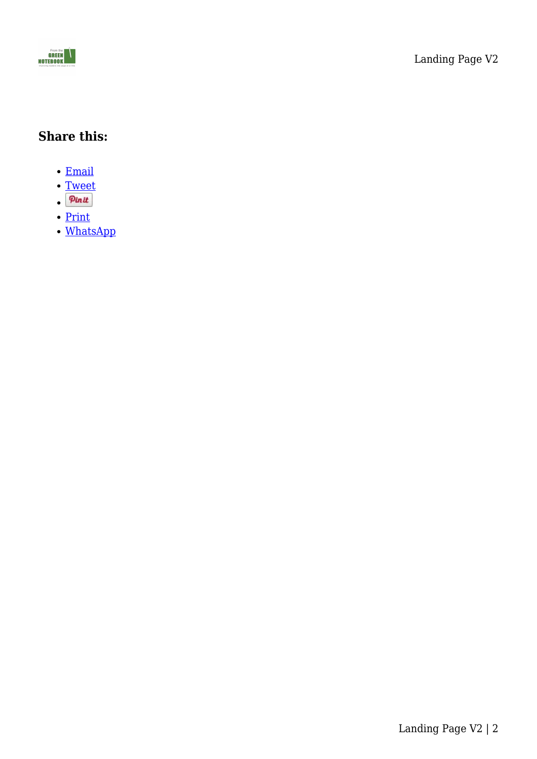## Share this:

- Email
- Tweet
- Pin it
- Print
- WhatsApp